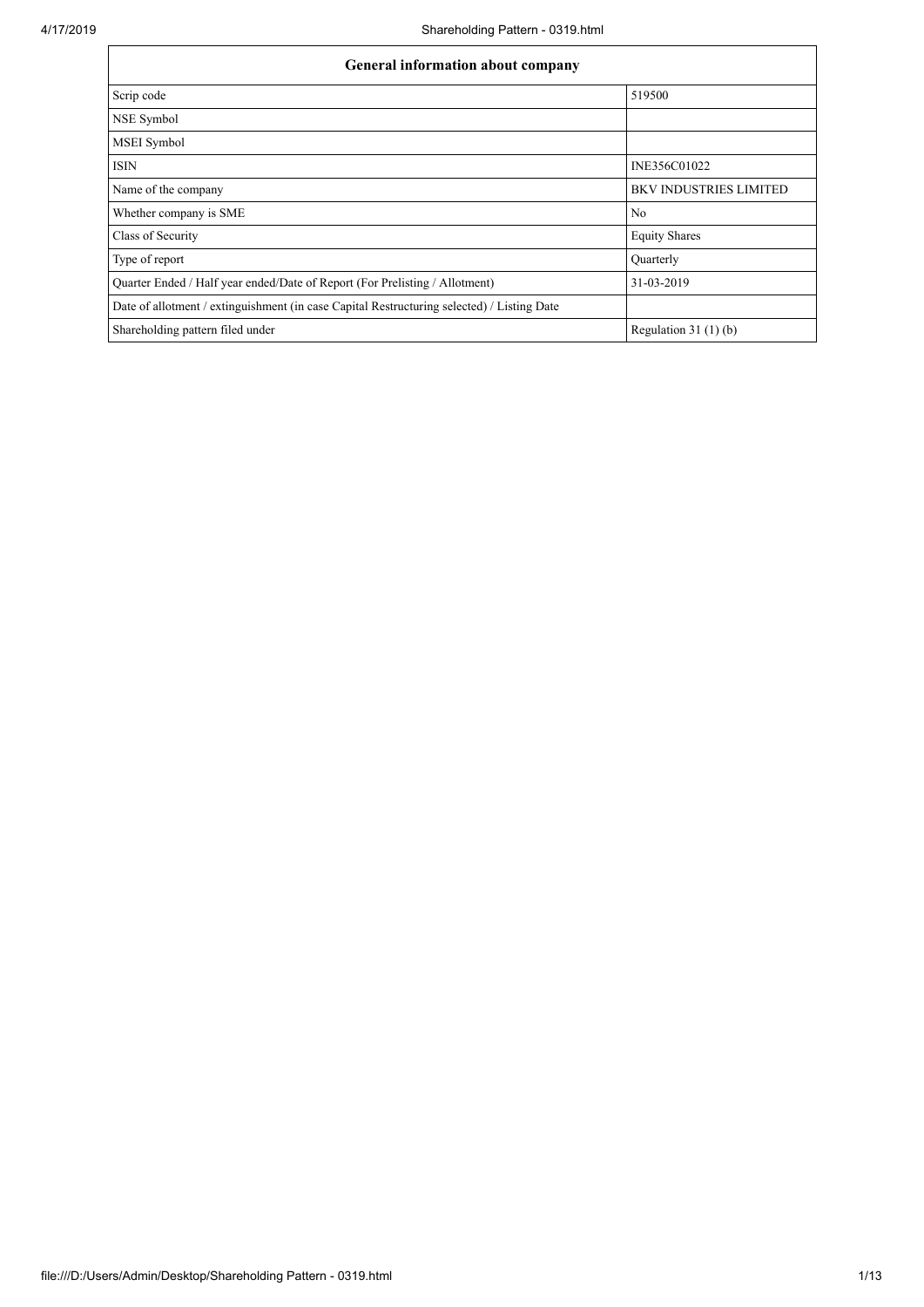| General information about company | |
| --- | --- |
| Scrip code | 519500 |
| NSE Symbol | |
| MSEI Symbol | |
| ISIN | INE356C01022 |
| Name of the company | BKV INDUSTRIES LIMITED |
| Whether company is SME | No |
| Class of Security | Equity Shares |
| Type of report | Quarterly |
| Quarter Ended / Half year ended/Date of Report (For Prelisting / Allotment) | 31-03-2019 |
| Date of allotment / extinguishment (in case Capital Restructuring selected) / Listing Date | |
| Shareholding pattern filed under | Regulation 31 (1) (b) |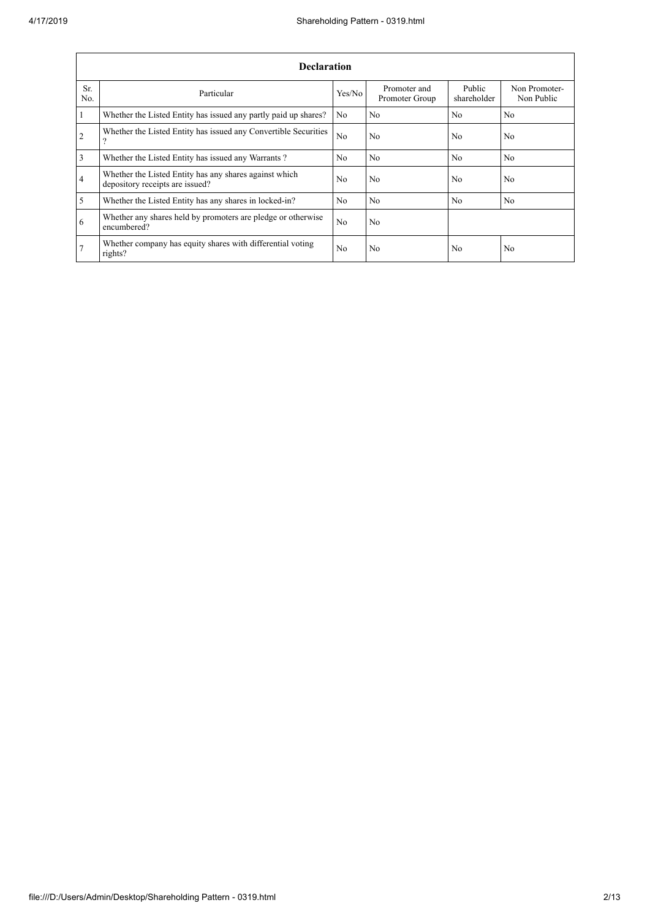| Declaration | | | | | |
|---|---|---|---|---|---|
| Sr. No. | Particular | Yes/No | Promoter and Promoter Group | Public shareholder | Non Promoter- Non Public |
| 1 | Whether the Listed Entity has issued any partly paid up shares? | No | No | No | No |
| 2 | Whether the Listed Entity has issued any Convertible Securities ? | No | No | No | No |
| 3 | Whether the Listed Entity has issued any Warrants ? | No | No | No | No |
| 4 | Whether the Listed Entity has any shares against which depository receipts are issued? | No | No | No | No |
| 5 | Whether the Listed Entity has any shares in locked-in? | No | No | No | No |
| 6 | Whether any shares held by promoters are pledge or otherwise encumbered? | No | No | | |
| 7 | Whether company has equity shares with differential voting rights? | No | No | No | No |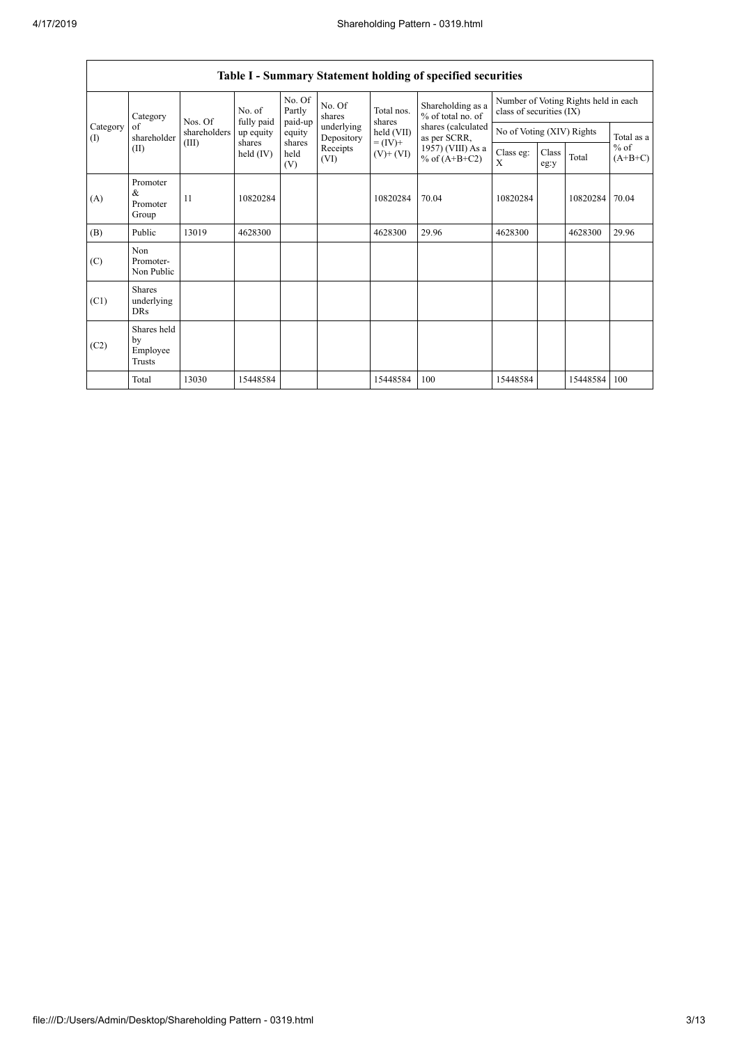## Table I - Summary Statement holding of specified securities

| Category (I) | Category of shareholder (II) | Nos. Of shareholders (III) | No. of fully paid up equity shares held (IV) | No. Of Partly paid-up equity shares held (V) | No. Of shares underlying Depository Receipts (VI) | Total nos. shares held (VII) = (IV)+ (V)+ (VI) | Shareholding as a % of total no. of shares (calculated as per SCRR, 1957) (VIII) As a % of (A+B+C2) | Number of Voting Rights held in each class of securities (IX) | | | |
|---|---|---|---|---|---|---|---|---|---|---|---|
| | | | | | | | | No of Voting (XIV) Rights | | | Total as a % of (A+B+C) |
| | | | | | | | | Class eg: X | Class eg:y | Total | |
| (A) | Promoter & Promoter Group | 11 | 10820284 | | | 10820284 | 70.04 | 10820284 | | 10820284 | 70.04 |
| (B) | Public | 13019 | 4628300 | | | 4628300 | 29.96 | 4628300 | | 4628300 | 29.96 |
| (C) | Non Promoter- Non Public | | | | | | | | | | |
| (C1) | Shares underlying DRs | | | | | | | | | | |
| (C2) | Shares held by Employee Trusts | | | | | | | | | | |
| | Total | 13030 | 15448584 | | | 15448584 | 100 | 15448584 | | 15448584 | 100 |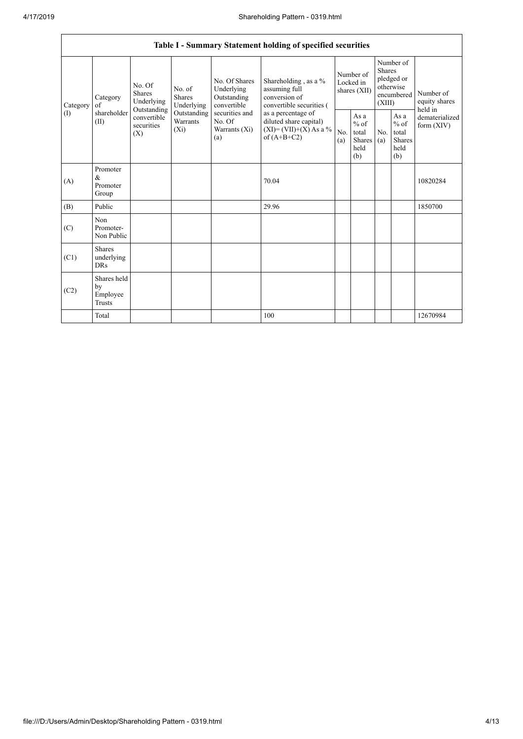| Table I - Summary Statement holding of specified securities | | | | | | | | | | | |
|---|---|---|---|---|---|---|---|---|---|---|---|
| Category (I) | Category of shareholder (II) | No. Of Shares Underlying Outstanding convertible securities (X) | No. of Shares Underlying Outstanding Warrants (Xi) | No. Of Shares Underlying Outstanding convertible securities and No. Of Warrants (Xi) (a) | Shareholding , as a % assuming full conversion of convertible securities ( as a percentage of diluted share capital) (XI)= (VII)+(X) As a % of (A+B+C2) | Number of Locked in shares (XII) | | Number of Shares pledged or otherwise encumbered (XIII) | | Number of equity shares held in dematerialized form (XIV) |
| | | | | | | No. (a) | As a % of total Shares held (b) | No. (a) | As a % of total Shares held (b) | |
| (A) | Promoter & Promoter Group | | | | 70.04 | | | | | 10820284 |
| (B) | Public | | | | 29.96 | | | | | 1850700 |
| (C) | Non Promoter- Non Public | | | | | | | | | |
| (C1) | Shares underlying DRs | | | | | | | | | |
| (C2) | Shares held by Employee Trusts | | | | | | | | | |
| | Total | | | | 100 | | | | | 12670984 |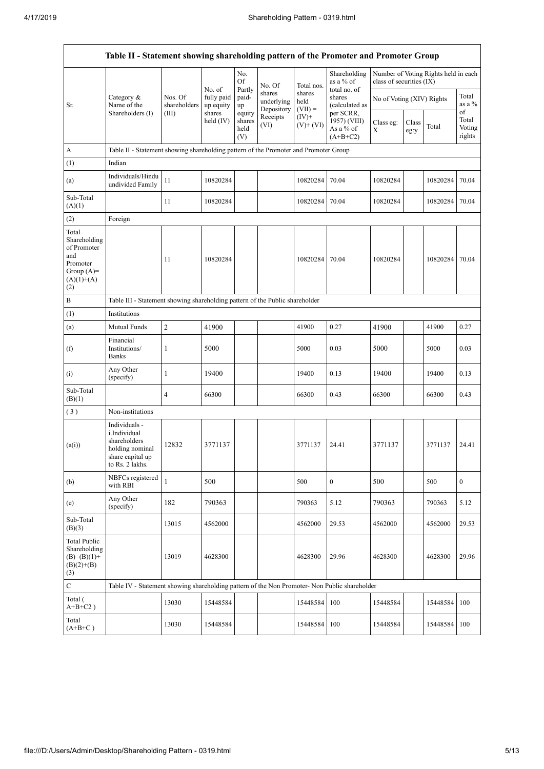| Table II - Statement showing shareholding pattern of the Promoter and Promoter Group | | | | | | | | | | | |
|---|---|---|---|---|---|---|---|---|---|---|---|
| Sr. | Category & Name of the Shareholders (I) | Nos. Of shareholders (III) | No. of fully paid up equity shares held (IV) | No. Of Partly paid-up equity shares held (V) | No. Of shares underlying Depository Receipts (VI) | Total nos. shares held (VII) = (IV)+ (V)+ (VI) | Shareholding as a % of total no. of shares (calculated as per SCRR, 1957) (VIII) As a % of (A+B+C2) | Number of Voting Rights held in each class of securities (IX) | | | |
| | | | | | | | | No of Voting (XIV) Rights | | | Total as a % of Total Voting rights |
| | | | | | | | | Class eg: X | Class eg:y | Total | |
| A | Table II - Statement showing shareholding pattern of the Promoter and Promoter Group | | | | | | | | | | |
| (1) | Indian | | | | | | | | | | |
| (a) | Individuals/Hindu undivided Family | 11 | 10820284 | | | 10820284 | 70.04 | 10820284 | | 10820284 | 70.04 |
| Sub-Total (A)(1) | | 11 | 10820284 | | | 10820284 | 70.04 | 10820284 | | 10820284 | 70.04 |
| (2) | Foreign | | | | | | | | | | |
| Total Shareholding of Promoter and Promoter Group (A)=(A)(1)+(A)(2) | | 11 | 10820284 | | | 10820284 | 70.04 | 10820284 | | 10820284 | 70.04 |
| B | Table III - Statement showing shareholding pattern of the Public shareholder | | | | | | | | | | |
| (1) | Institutions | | | | | | | | | | |
| (a) | Mutual Funds | 2 | 41900 | | | 41900 | 0.27 | 41900 | | 41900 | 0.27 |
| (f) | Financial Institutions/ Banks | 1 | 5000 | | | 5000 | 0.03 | 5000 | | 5000 | 0.03 |
| (i) | Any Other (specify) | 1 | 19400 | | | 19400 | 0.13 | 19400 | | 19400 | 0.13 |
| Sub-Total (B)(1) | | 4 | 66300 | | | 66300 | 0.43 | 66300 | | 66300 | 0.43 |
| ( 3 ) | Non-institutions | | | | | | | | | | |
| (a(i)) | Individuals - i.Individual shareholders holding nominal share capital up to Rs. 2 lakhs. | 12832 | 3771137 | | | 3771137 | 24.41 | 3771137 | | 3771137 | 24.41 |
| (b) | NBFCs registered with RBI | 1 | 500 | | | 500 | 0 | 500 | | 500 | 0 |
| (e) | Any Other (specify) | 182 | 790363 | | | 790363 | 5.12 | 790363 | | 790363 | 5.12 |
| Sub-Total (B)(3) | | 13015 | 4562000 | | | 4562000 | 29.53 | 4562000 | | 4562000 | 29.53 |
| Total Public Shareholding (B)=(B)(1)+(B)(2)+(B)(3) | | 13019 | 4628300 | | | 4628300 | 29.96 | 4628300 | | 4628300 | 29.96 |
| C | Table IV - Statement showing shareholding pattern of the Non Promoter- Non Public shareholder | | | | | | | | | | |
| Total ( A+B+C2 ) | | 13030 | 15448584 | | | 15448584 | 100 | 15448584 | | 15448584 | 100 |
| Total (A+B+C ) | | 13030 | 15448584 | | | 15448584 | 100 | 15448584 | | 15448584 | 100 |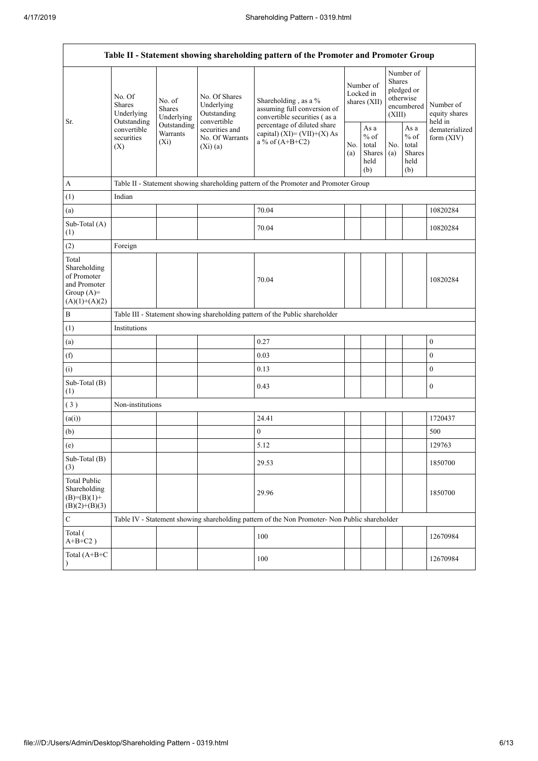| Table II - Statement showing shareholding pattern of the Promoter and Promoter Group | | | | | | | | | |
|---|---|---|---|---|---|---|---|---|---|
| Sr. | No. Of Shares Underlying Outstanding convertible securities (X) | No. of Shares Underlying Outstanding Warrants (Xi) | No. Of Shares Underlying Outstanding convertible securities and No. Of Warrants (Xi) (a) | Shareholding , as a % assuming full conversion of convertible securities ( as a percentage of diluted share capital) (XI)= (VII)+(X) As a % of (A+B+C2) | Number of Locked in shares (XII) | | Number of Shares pledged or otherwise encumbered (XIII) | | Number of equity shares held in dematerialized form (XIV) |
| | | | | | No. (a) | As a % of total Shares held (b) | No. (a) | As a % of total Shares held (b) | |
| A | Table II - Statement showing shareholding pattern of the Promoter and Promoter Group | | | | | | | | |
| (1) | Indian | | | | | | | | |
| (a) | | | | 70.04 | | | | | 10820284 |
| Sub-Total (A) (1) | | | | 70.04 | | | | | 10820284 |
| (2) | Foreign | | | | | | | | |
| Total Shareholding of Promoter and Promoter Group (A)= (A)(1)+(A)(2) | | | | 70.04 | | | | | 10820284 |
| B | Table III - Statement showing shareholding pattern of the Public shareholder | | | | | | | | |
| (1) | Institutions | | | | | | | | |
| (a) | | | | 0.27 | | | | | 0 |
| (f) | | | | 0.03 | | | | | 0 |
| (i) | | | | 0.13 | | | | | 0 |
| Sub-Total (B) (1) | | | | 0.43 | | | | | 0 |
| ( 3 ) | Non-institutions | | | | | | | | |
| (a(i)) | | | | 24.41 | | | | | 1720437 |
| (b) | | | | 0 | | | | | 500 |
| (e) | | | | 5.12 | | | | | 129763 |
| Sub-Total (B) (3) | | | | 29.53 | | | | | 1850700 |
| Total Public Shareholding (B)=(B)(1)+(B)(2)+(B)(3) | | | | 29.96 | | | | | 1850700 |
| C | Table IV - Statement showing shareholding pattern of the Non Promoter- Non Public shareholder | | | | | | | | |
| Total ( A+B+C2 ) | | | | 100 | | | | | 12670984 |
| Total (A+B+C ) | | | | 100 | | | | | 12670984 |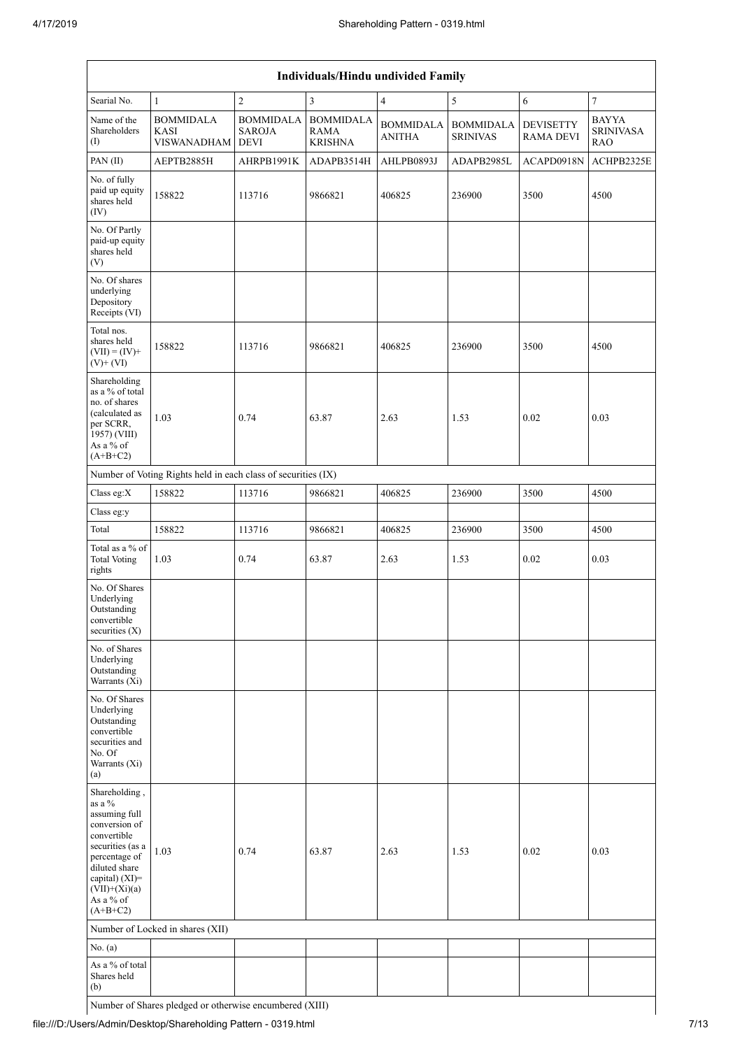| Individuals/Hindu undivided Family | | | | | | | |
|---|---|---|---|---|---|---|---|
| Searial No. | 1 | 2 | 3 | 4 | 5 | 6 | 7 |
| Name of the Shareholders (I) | BOMMIDALA KASI VISWANADHAM | BOMMIDALA SAROJA DEVI | BOMMIDALA RAMA KRISHNA | BOMMIDALA ANITHA | BOMMIDALA SRINIVAS | DEVISETTY RAMA DEVI | BAYYA SRINIVASA RAO |
| PAN (II) | AEPTB2885H | AHRPB1991K | ADAPB3514H | AHLPB0893J | ADAPB2985L | ACAPD0918N | ACHPB2325E |
| No. of fully paid up equity shares held (IV) | 158822 | 113716 | 9866821 | 406825 | 236900 | 3500 | 4500 |
| No. Of Partly paid-up equity shares held (V) | | | | | | | |
| No. Of shares underlying Depository Receipts (VI) | | | | | | | |
| Total nos. shares held (VII) = (IV)+ (V)+ (VI) | 158822 | 113716 | 9866821 | 406825 | 236900 | 3500 | 4500 |
| Shareholding as a % of total no. of shares (calculated as per SCRR, 1957) (VIII) As a % of (A+B+C2) | 1.03 | 0.74 | 63.87 | 2.63 | 1.53 | 0.02 | 0.03 |
| Number of Voting Rights held in each class of securities (IX) | | | | | | | |
| Class eg:X | 158822 | 113716 | 9866821 | 406825 | 236900 | 3500 | 4500 |
| Class eg:y | | | | | | | |
| Total | 158822 | 113716 | 9866821 | 406825 | 236900 | 3500 | 4500 |
| Total as a % of Total Voting rights | 1.03 | 0.74 | 63.87 | 2.63 | 1.53 | 0.02 | 0.03 |
| No. Of Shares Underlying Outstanding convertible securities (X) | | | | | | | |
| No. of Shares Underlying Outstanding Warrants (Xi) | | | | | | | |
| No. Of Shares Underlying Outstanding convertible securities and No. Of Warrants (Xi) (a) | | | | | | | |
| Shareholding , as a % assuming full conversion of convertible securities (as a percentage of diluted share capital) (XI)= (VII)+(Xi)(a) As a % of (A+B+C2) | 1.03 | 0.74 | 63.87 | 2.63 | 1.53 | 0.02 | 0.03 |
| Number of Locked in shares (XII) | | | | | | | |
| No. (a) | | | | | | | |
| As a % of total Shares held (b) | | | | | | | |
| Number of Shares pledged or otherwise encumbered (XIII) | | | | | | | |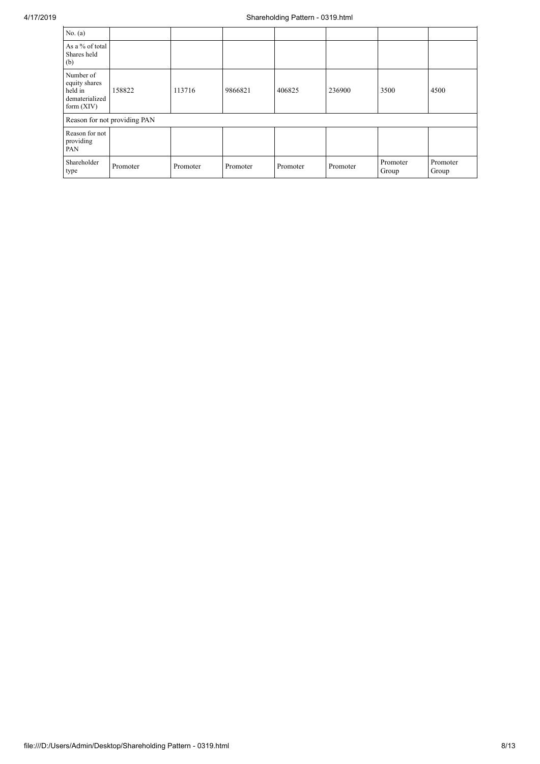| No. (a) | | | | | | | |
|---|---|---|---|---|---|---|---|
| As a % of total Shares held (b) | | | | | | | |
| Number of equity shares held in dematerialized form (XIV) | 158822 | 113716 | 9866821 | 406825 | 236900 | 3500 | 4500 |
| Reason for not providing PAN | | | | | | | |
| Reason for not providing PAN | | | | | | | |
| Shareholder type | Promoter | Promoter | Promoter | Promoter | Promoter | Promoter Group | Promoter Group |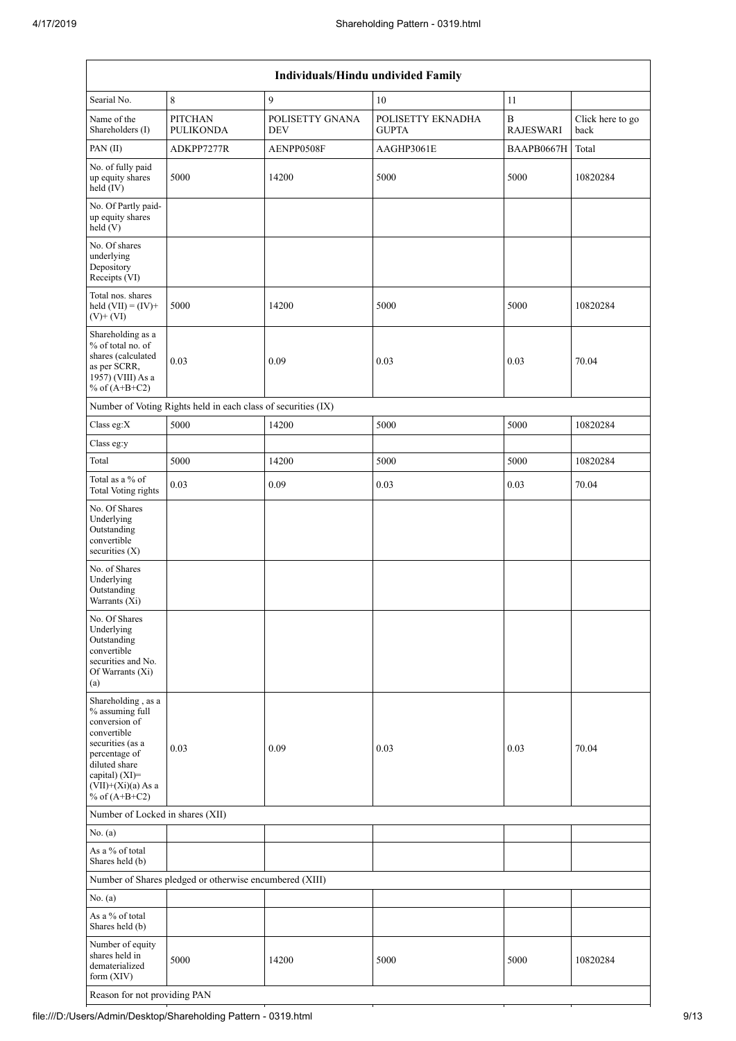| Individuals/Hindu undivided Family | | | | | |
|---|---|---|---|---|---|
| Searial No. | 8 | 9 | 10 | 11 | |
| Name of the Shareholders (I) | PITCHAN PULIKONDA | POLISETTY GNANA DEV | POLISETTY EKNADHA GUPTA | B RAJESWARI | Click here to go back |
| PAN (II) | ADKPP7277R | AENPP0508F | AAGHP3061E | BAAPB0667H | Total |
| No. of fully paid up equity shares held (IV) | 5000 | 14200 | 5000 | 5000 | 10820284 |
| No. Of Partly paid-up equity shares held (V) | | | | | |
| No. Of shares underlying Depository Receipts (VI) | | | | | |
| Total nos. shares held (VII) = (IV)+(V)+ (VI) | 5000 | 14200 | 5000 | 5000 | 10820284 |
| Shareholding as a % of total no. of shares (calculated as per SCRR, 1957) (VIII) As a % of (A+B+C2) | 0.03 | 0.09 | 0.03 | 0.03 | 70.04 |
| Number of Voting Rights held in each class of securities (IX) | | | | | |
| Class eg:X | 5000 | 14200 | 5000 | 5000 | 10820284 |
| Class eg:y | | | | | |
| Total | 5000 | 14200 | 5000 | 5000 | 10820284 |
| Total as a % of Total Voting rights | 0.03 | 0.09 | 0.03 | 0.03 | 70.04 |
| No. Of Shares Underlying Outstanding convertible securities (X) | | | | | |
| No. of Shares Underlying Outstanding Warrants (Xi) | | | | | |
| No. Of Shares Underlying Outstanding convertible securities and No. Of Warrants (Xi) (a) | | | | | |
| Shareholding , as a % assuming full conversion of convertible securities (as a percentage of diluted share capital) (XI)= (VII)+(Xi)(a) As a % of (A+B+C2) | 0.03 | 0.09 | 0.03 | 0.03 | 70.04 |
| Number of Locked in shares (XII) | | | | | |
| No. (a) | | | | | |
| As a % of total Shares held (b) | | | | | |
| Number of Shares pledged or otherwise encumbered (XIII) | | | | | |
| No. (a) | | | | | |
| As a % of total Shares held (b) | | | | | |
| Number of equity shares held in dematerialized form (XIV) | 5000 | 14200 | 5000 | 5000 | 10820284 |
| Reason for not providing PAN | | | | | |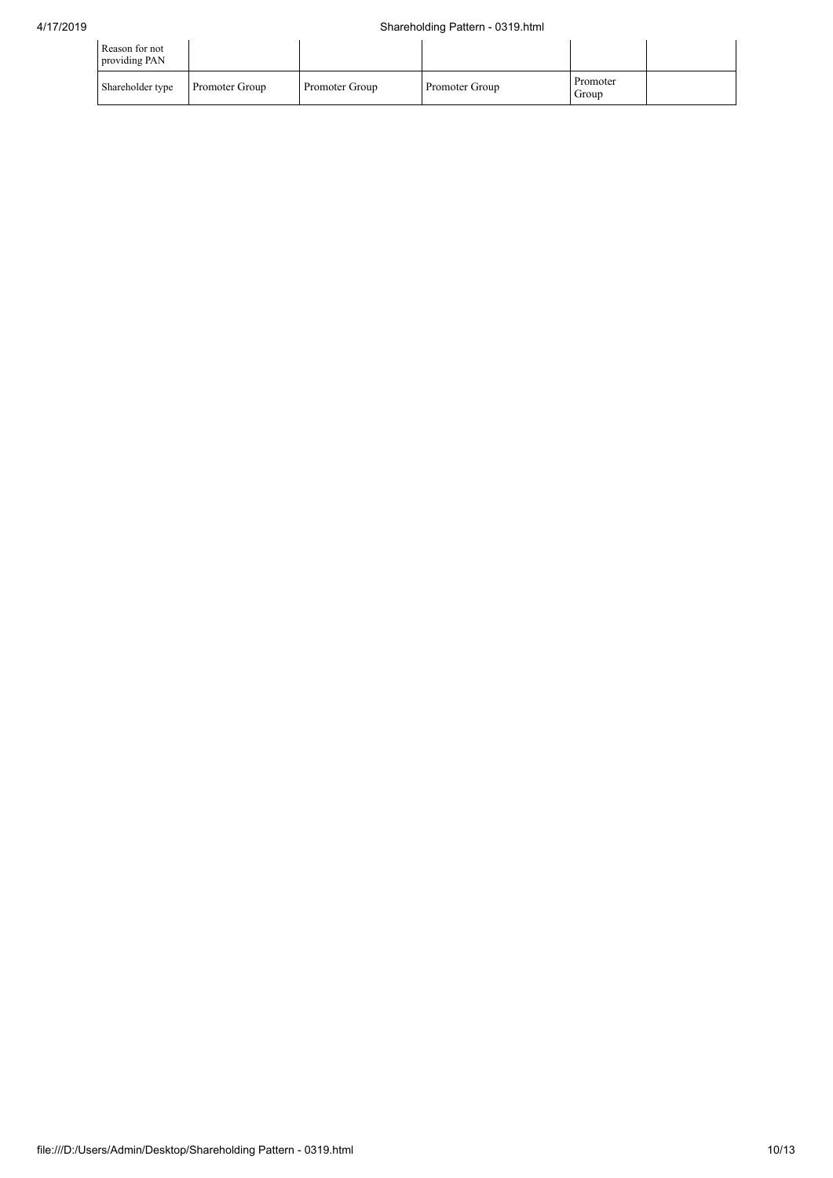| Reason for not providing PAN | | | | | |
|---|---|---|---|---|---|
| Shareholder type | Promoter Group | Promoter Group | Promoter Group | Promoter Group | |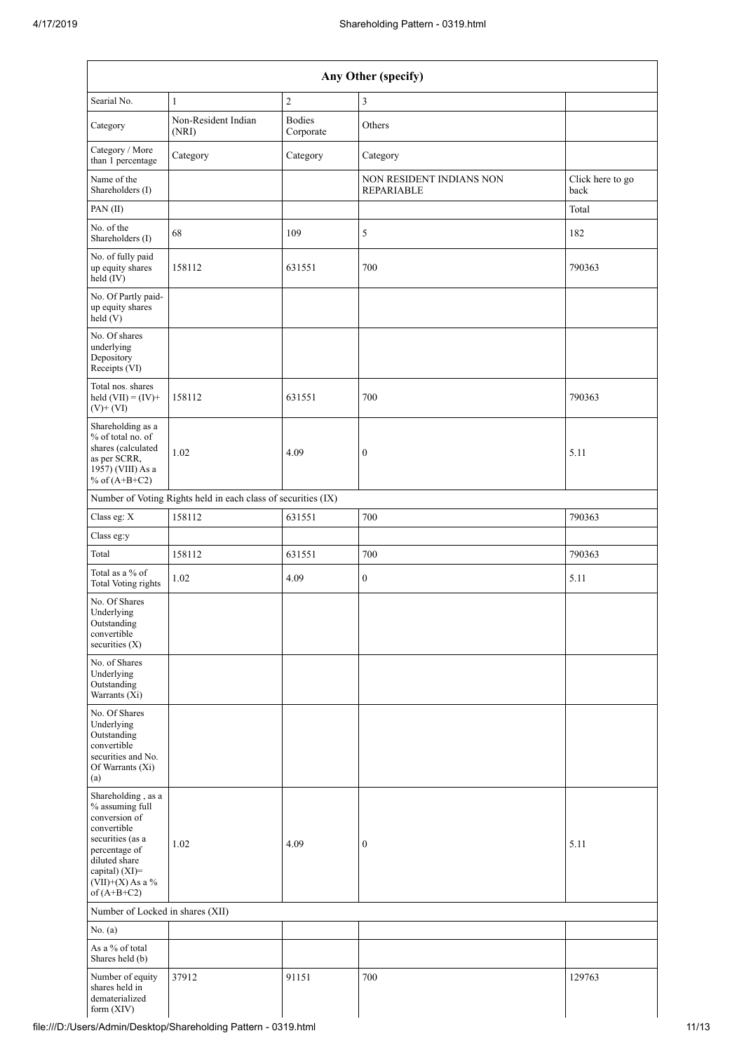| Any Other (specify) | | | | |
|---|---|---|---|---|
| Searial No. | 1 | 2 | 3 | |
| Category | Non-Resident Indian (NRI) | Bodies Corporate | Others | |
| Category / More than 1 percentage | Category | Category | Category | |
| Name of the Shareholders (I) | | | NON RESIDENT INDIANS NON REPARIABLE | Click here to go back |
| PAN (II) | | | | Total |
| No. of the Shareholders (I) | 68 | 109 | 5 | 182 |
| No. of fully paid up equity shares held (IV) | 158112 | 631551 | 700 | 790363 |
| No. Of Partly paid-up equity shares held (V) | | | | |
| No. Of shares underlying Depository Receipts (VI) | | | | |
| Total nos. shares held (VII) = (IV)+ (V)+ (VI) | 158112 | 631551 | 700 | 790363 |
| Shareholding as a % of total no. of shares (calculated as per SCRR, 1957) (VIII) As a % of (A+B+C2) | 1.02 | 4.09 | 0 | 5.11 |
| Number of Voting Rights held in each class of securities (IX) | | | | |
| Class eg: X | 158112 | 631551 | 700 | 790363 |
| Class eg:y | | | | |
| Total | 158112 | 631551 | 700 | 790363 |
| Total as a % of Total Voting rights | 1.02 | 4.09 | 0 | 5.11 |
| No. Of Shares Underlying Outstanding convertible securities (X) | | | | |
| No. of Shares Underlying Outstanding Warrants (Xi) | | | | |
| No. Of Shares Underlying Outstanding convertible securities and No. Of Warrants (Xi) (a) | | | | |
| Shareholding , as a % assuming full conversion of convertible securities (as a percentage of diluted share capital) (XI)= (VII)+(X) As a % of (A+B+C2) | 1.02 | 4.09 | 0 | 5.11 |
| Number of Locked in shares (XII) | | | | |
| No. (a) | | | | |
| As a % of total Shares held (b) | | | | |
| Number of equity shares held in dematerialized form (XIV) | 37912 | 91151 | 700 | 129763 |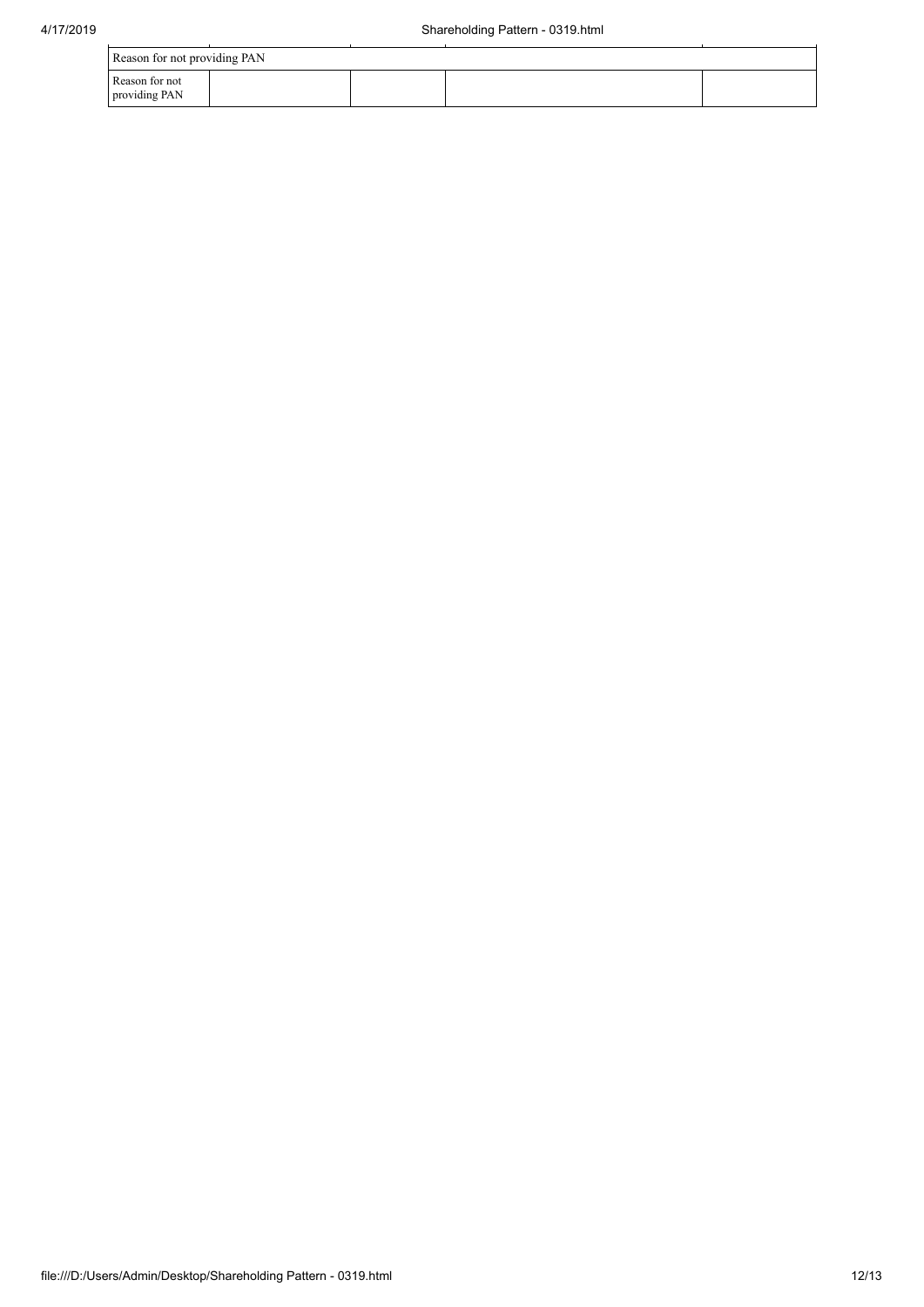| Reason for not providing PAN | | | | |
| --- | --- | --- | --- | --- |
| Reason for not providing PAN | | | | |